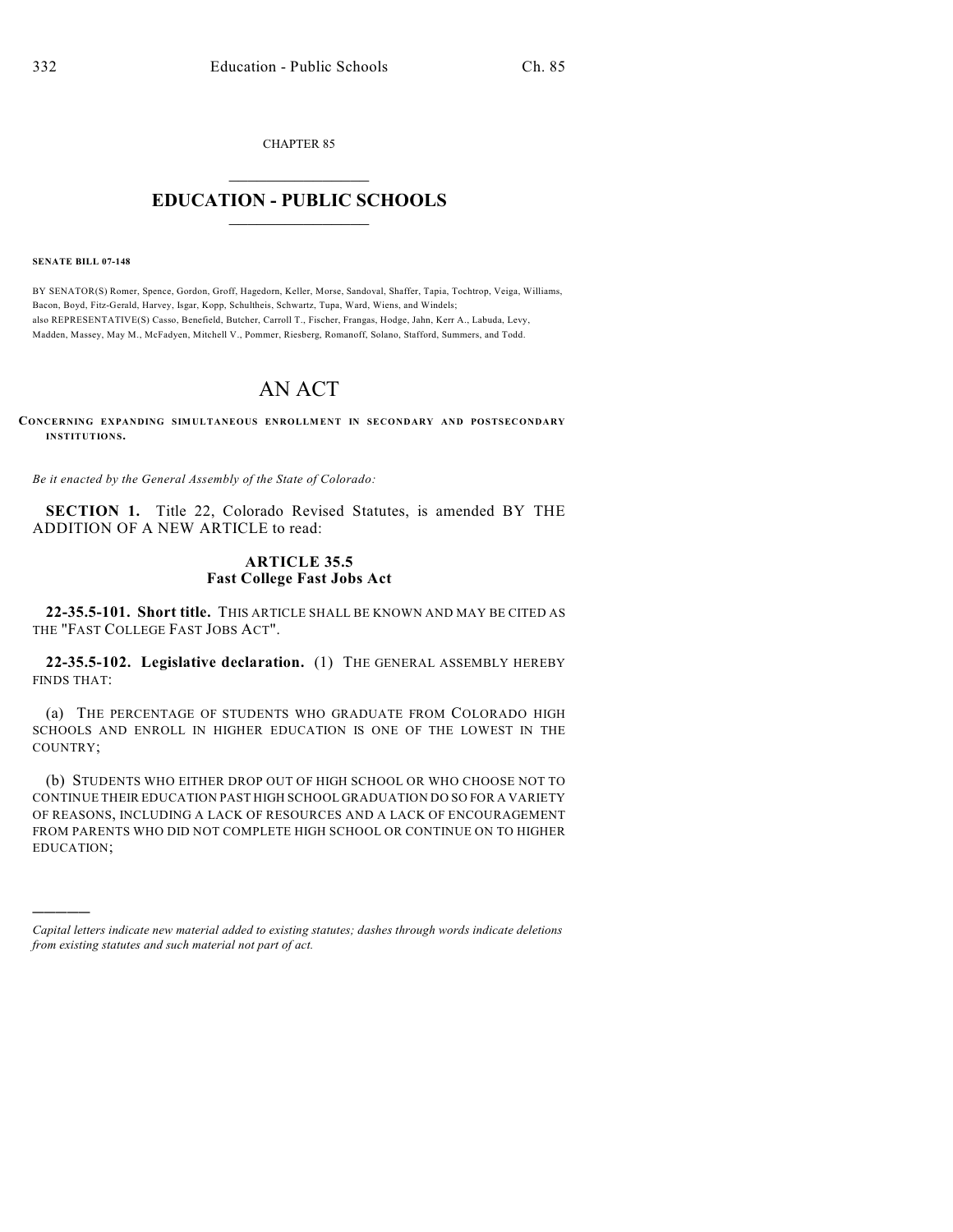CHAPTER 85

# EDUCATION - PUBLIC SCHOOLS

**SENATE BILL 07-148**

BY SENATOR(S) Romer, Spence, Gordon, Groff, Hagedorn, Keller, Morse, Sandoval, Shaffer, Tapia, Tochtrop, Veiga, Williams, Bacon, Boyd, Fitz-Gerald, Harvey, Isgar, Kopp, Schultheis, Schwartz, Tupa, Ward, Wiens, and Windels;
also REPRESENTATIVE(S) Casso, Benefield, Butcher, Carroll T., Fischer, Frangas, Hodge, Jahn, Kerr A., Labuda, Levy, Madden, Massey, May M., McFadyen, Mitchell V., Pommer, Riesberg, Romanoff, Solano, Stafford, Summers, and Todd.

# AN ACT

**CONCERNING EXPANDING SIMULTANEOUS ENROLLMENT IN SECONDARY AND POSTSECONDARY INSTITUTIONS.**

*Be it enacted by the General Assembly of the State of Colorado:*

**SECTION 1.** Title 22, Colorado Revised Statutes, is amended BY THE ADDITION OF A NEW ARTICLE to read:

## ARTICLE 35.5
## Fast College Fast Jobs Act

**22-35.5-101. Short title.** THIS ARTICLE SHALL BE KNOWN AND MAY BE CITED AS THE "FAST COLLEGE FAST JOBS ACT".

**22-35.5-102. Legislative declaration.** (1) THE GENERAL ASSEMBLY HEREBY FINDS THAT:

(a) THE PERCENTAGE OF STUDENTS WHO GRADUATE FROM COLORADO HIGH SCHOOLS AND ENROLL IN HIGHER EDUCATION IS ONE OF THE LOWEST IN THE COUNTRY;

(b) STUDENTS WHO EITHER DROP OUT OF HIGH SCHOOL OR WHO CHOOSE NOT TO CONTINUE THEIR EDUCATION PAST HIGH SCHOOL GRADUATION DO SO FOR A VARIETY OF REASONS, INCLUDING A LACK OF RESOURCES AND A LACK OF ENCOURAGEMENT FROM PARENTS WHO DID NOT COMPLETE HIGH SCHOOL OR CONTINUE ON TO HIGHER EDUCATION;

---

*Capital letters indicate new material added to existing statutes; dashes through words indicate deletions from existing statutes and such material not part of act.*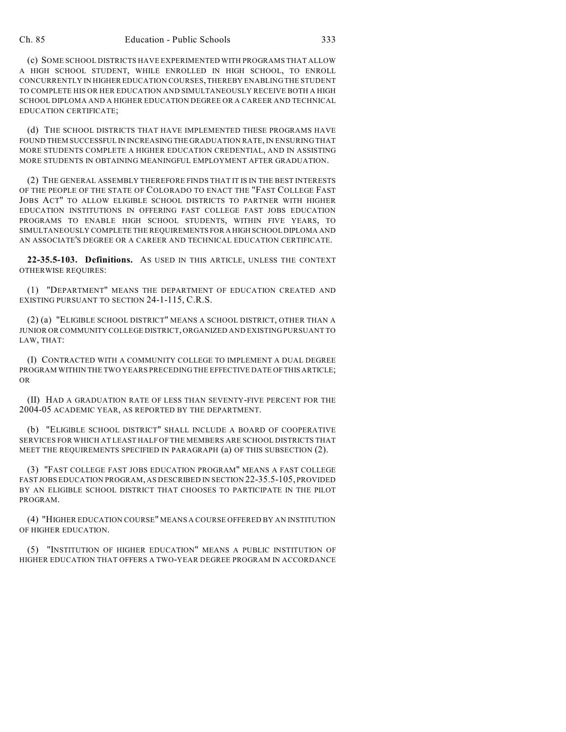(c) SOME SCHOOL DISTRICTS HAVE EXPERIMENTED WITH PROGRAMS THAT ALLOW A HIGH SCHOOL STUDENT, WHILE ENROLLED IN HIGH SCHOOL, TO ENROLL CONCURRENTLY IN HIGHER EDUCATION COURSES, THEREBY ENABLING THE STUDENT TO COMPLETE HIS OR HER EDUCATION AND SIMULTANEOUSLY RECEIVE BOTH A HIGH SCHOOL DIPLOMA AND A HIGHER EDUCATION DEGREE OR A CAREER AND TECHNICAL EDUCATION CERTIFICATE;

(d) THE SCHOOL DISTRICTS THAT HAVE IMPLEMENTED THESE PROGRAMS HAVE FOUND THEM SUCCESSFUL IN INCREASING THE GRADUATION RATE, IN ENSURING THAT MORE STUDENTS COMPLETE A HIGHER EDUCATION CREDENTIAL, AND IN ASSISTING MORE STUDENTS IN OBTAINING MEANINGFUL EMPLOYMENT AFTER GRADUATION.

(2) THE GENERAL ASSEMBLY THEREFORE FINDS THAT IT IS IN THE BEST INTERESTS OF THE PEOPLE OF THE STATE OF COLORADO TO ENACT THE "FAST COLLEGE FAST JOBS ACT" TO ALLOW ELIGIBLE SCHOOL DISTRICTS TO PARTNER WITH HIGHER EDUCATION INSTITUTIONS IN OFFERING FAST COLLEGE FAST JOBS EDUCATION PROGRAMS TO ENABLE HIGH SCHOOL STUDENTS, WITHIN FIVE YEARS, TO SIMULTANEOUSLY COMPLETE THE REQUIREMENTS FOR A HIGH SCHOOL DIPLOMA AND AN ASSOCIATE'S DEGREE OR A CAREER AND TECHNICAL EDUCATION CERTIFICATE.

**22-35.5-103. Definitions.** AS USED IN THIS ARTICLE, UNLESS THE CONTEXT OTHERWISE REQUIRES:

(1) "DEPARTMENT" MEANS THE DEPARTMENT OF EDUCATION CREATED AND EXISTING PURSUANT TO SECTION 24-1-115, C.R.S.

(2) (a) "ELIGIBLE SCHOOL DISTRICT" MEANS A SCHOOL DISTRICT, OTHER THAN A JUNIOR OR COMMUNITY COLLEGE DISTRICT, ORGANIZED AND EXISTING PURSUANT TO LAW, THAT:

(I) CONTRACTED WITH A COMMUNITY COLLEGE TO IMPLEMENT A DUAL DEGREE PROGRAM WITHIN THE TWO YEARS PRECEDING THE EFFECTIVE DATE OF THIS ARTICLE; OR

(II) HAD A GRADUATION RATE OF LESS THAN SEVENTY-FIVE PERCENT FOR THE 2004-05 ACADEMIC YEAR, AS REPORTED BY THE DEPARTMENT.

(b) "ELIGIBLE SCHOOL DISTRICT" SHALL INCLUDE A BOARD OF COOPERATIVE SERVICES FOR WHICH AT LEAST HALF OF THE MEMBERS ARE SCHOOL DISTRICTS THAT MEET THE REQUIREMENTS SPECIFIED IN PARAGRAPH (a) OF THIS SUBSECTION (2).

(3) "FAST COLLEGE FAST JOBS EDUCATION PROGRAM" MEANS A FAST COLLEGE FAST JOBS EDUCATION PROGRAM, AS DESCRIBED IN SECTION 22-35.5-105, PROVIDED BY AN ELIGIBLE SCHOOL DISTRICT THAT CHOOSES TO PARTICIPATE IN THE PILOT PROGRAM.

(4) "HIGHER EDUCATION COURSE" MEANS A COURSE OFFERED BY AN INSTITUTION OF HIGHER EDUCATION.

(5) "INSTITUTION OF HIGHER EDUCATION" MEANS A PUBLIC INSTITUTION OF HIGHER EDUCATION THAT OFFERS A TWO-YEAR DEGREE PROGRAM IN ACCORDANCE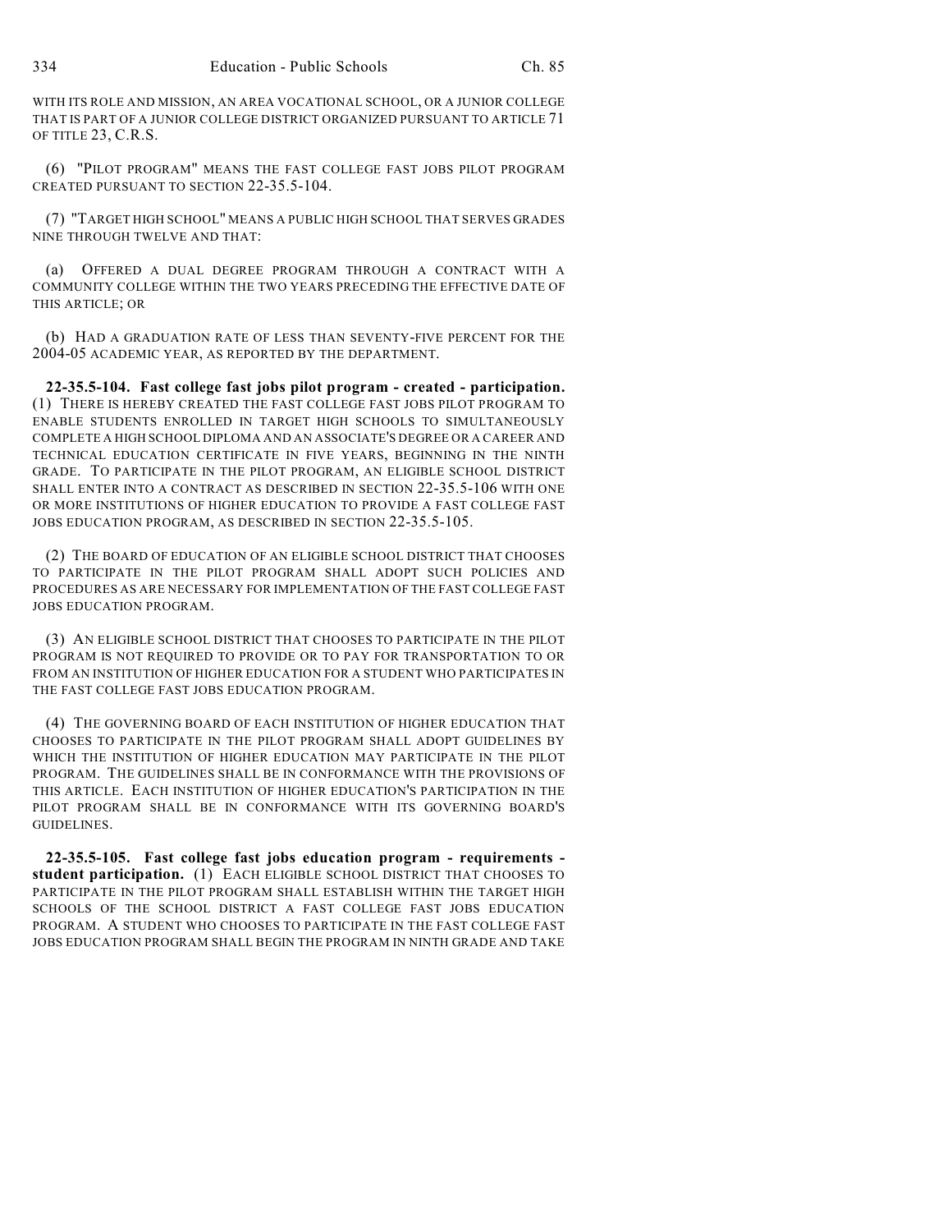WITH ITS ROLE AND MISSION, AN AREA VOCATIONAL SCHOOL, OR A JUNIOR COLLEGE THAT IS PART OF A JUNIOR COLLEGE DISTRICT ORGANIZED PURSUANT TO ARTICLE 71 OF TITLE 23, C.R.S.

(6) "PILOT PROGRAM" MEANS THE FAST COLLEGE FAST JOBS PILOT PROGRAM CREATED PURSUANT TO SECTION 22-35.5-104.

(7) "TARGET HIGH SCHOOL" MEANS A PUBLIC HIGH SCHOOL THAT SERVES GRADES NINE THROUGH TWELVE AND THAT:

(a) OFFERED A DUAL DEGREE PROGRAM THROUGH A CONTRACT WITH A COMMUNITY COLLEGE WITHIN THE TWO YEARS PRECEDING THE EFFECTIVE DATE OF THIS ARTICLE; OR

(b) HAD A GRADUATION RATE OF LESS THAN SEVENTY-FIVE PERCENT FOR THE 2004-05 ACADEMIC YEAR, AS REPORTED BY THE DEPARTMENT.

**22-35.5-104. Fast college fast jobs pilot program - created - participation.** (1) THERE IS HEREBY CREATED THE FAST COLLEGE FAST JOBS PILOT PROGRAM TO ENABLE STUDENTS ENROLLED IN TARGET HIGH SCHOOLS TO SIMULTANEOUSLY COMPLETE A HIGH SCHOOL DIPLOMA AND AN ASSOCIATE'S DEGREE OR A CAREER AND TECHNICAL EDUCATION CERTIFICATE IN FIVE YEARS, BEGINNING IN THE NINTH GRADE. TO PARTICIPATE IN THE PILOT PROGRAM, AN ELIGIBLE SCHOOL DISTRICT SHALL ENTER INTO A CONTRACT AS DESCRIBED IN SECTION 22-35.5-106 WITH ONE OR MORE INSTITUTIONS OF HIGHER EDUCATION TO PROVIDE A FAST COLLEGE FAST JOBS EDUCATION PROGRAM, AS DESCRIBED IN SECTION 22-35.5-105.

(2) THE BOARD OF EDUCATION OF AN ELIGIBLE SCHOOL DISTRICT THAT CHOOSES TO PARTICIPATE IN THE PILOT PROGRAM SHALL ADOPT SUCH POLICIES AND PROCEDURES AS ARE NECESSARY FOR IMPLEMENTATION OF THE FAST COLLEGE FAST JOBS EDUCATION PROGRAM.

(3) AN ELIGIBLE SCHOOL DISTRICT THAT CHOOSES TO PARTICIPATE IN THE PILOT PROGRAM IS NOT REQUIRED TO PROVIDE OR TO PAY FOR TRANSPORTATION TO OR FROM AN INSTITUTION OF HIGHER EDUCATION FOR A STUDENT WHO PARTICIPATES IN THE FAST COLLEGE FAST JOBS EDUCATION PROGRAM.

(4) THE GOVERNING BOARD OF EACH INSTITUTION OF HIGHER EDUCATION THAT CHOOSES TO PARTICIPATE IN THE PILOT PROGRAM SHALL ADOPT GUIDELINES BY WHICH THE INSTITUTION OF HIGHER EDUCATION MAY PARTICIPATE IN THE PILOT PROGRAM. THE GUIDELINES SHALL BE IN CONFORMANCE WITH THE PROVISIONS OF THIS ARTICLE. EACH INSTITUTION OF HIGHER EDUCATION'S PARTICIPATION IN THE PILOT PROGRAM SHALL BE IN CONFORMANCE WITH ITS GOVERNING BOARD'S GUIDELINES.

**22-35.5-105. Fast college fast jobs education program - requirements - student participation.** (1) EACH ELIGIBLE SCHOOL DISTRICT THAT CHOOSES TO PARTICIPATE IN THE PILOT PROGRAM SHALL ESTABLISH WITHIN THE TARGET HIGH SCHOOLS OF THE SCHOOL DISTRICT A FAST COLLEGE FAST JOBS EDUCATION PROGRAM. A STUDENT WHO CHOOSES TO PARTICIPATE IN THE FAST COLLEGE FAST JOBS EDUCATION PROGRAM SHALL BEGIN THE PROGRAM IN NINTH GRADE AND TAKE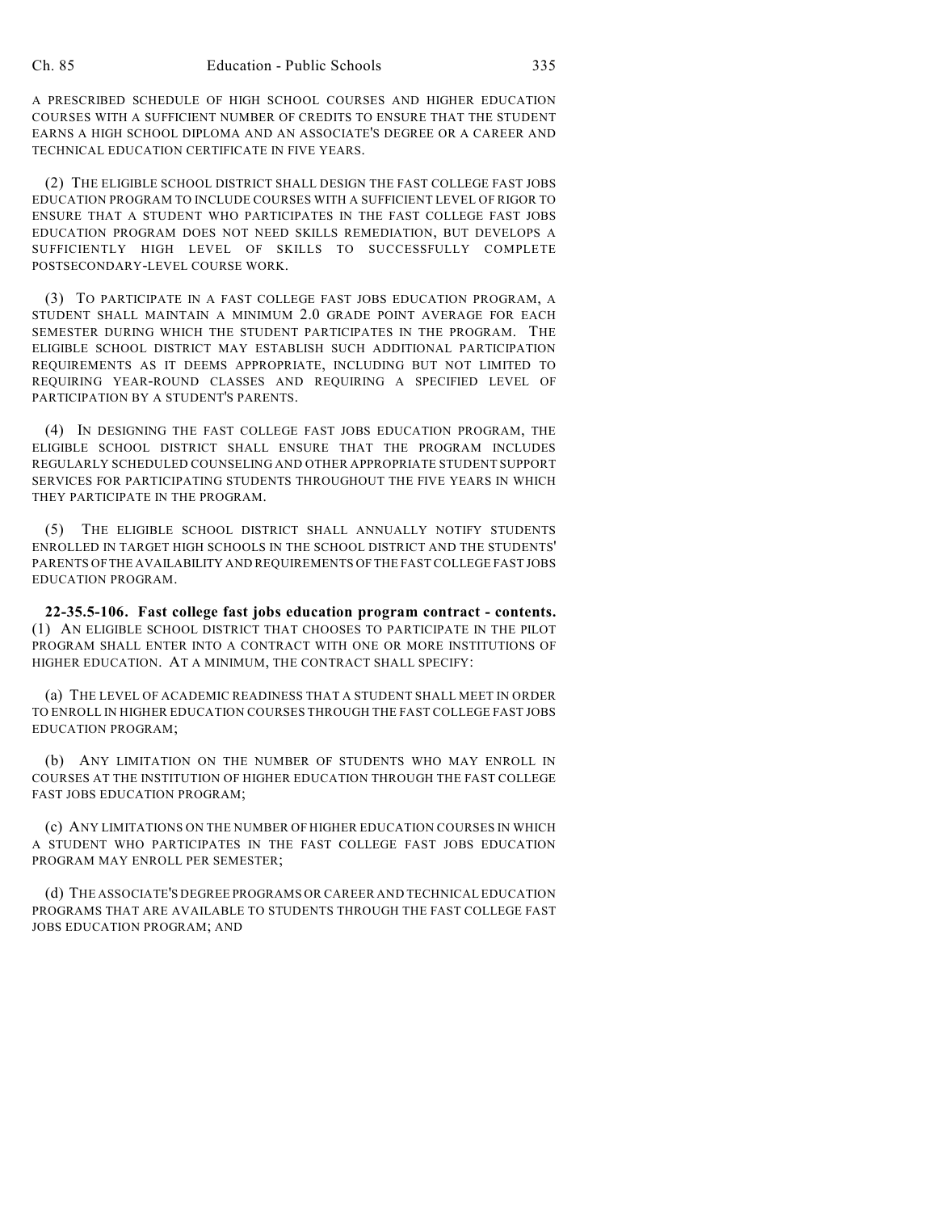A PRESCRIBED SCHEDULE OF HIGH SCHOOL COURSES AND HIGHER EDUCATION COURSES WITH A SUFFICIENT NUMBER OF CREDITS TO ENSURE THAT THE STUDENT EARNS A HIGH SCHOOL DIPLOMA AND AN ASSOCIATE'S DEGREE OR A CAREER AND TECHNICAL EDUCATION CERTIFICATE IN FIVE YEARS.

(2) THE ELIGIBLE SCHOOL DISTRICT SHALL DESIGN THE FAST COLLEGE FAST JOBS EDUCATION PROGRAM TO INCLUDE COURSES WITH A SUFFICIENT LEVEL OF RIGOR TO ENSURE THAT A STUDENT WHO PARTICIPATES IN THE FAST COLLEGE FAST JOBS EDUCATION PROGRAM DOES NOT NEED SKILLS REMEDIATION, BUT DEVELOPS A SUFFICIENTLY HIGH LEVEL OF SKILLS TO SUCCESSFULLY COMPLETE POSTSECONDARY-LEVEL COURSE WORK.

(3) TO PARTICIPATE IN A FAST COLLEGE FAST JOBS EDUCATION PROGRAM, A STUDENT SHALL MAINTAIN A MINIMUM 2.0 GRADE POINT AVERAGE FOR EACH SEMESTER DURING WHICH THE STUDENT PARTICIPATES IN THE PROGRAM. THE ELIGIBLE SCHOOL DISTRICT MAY ESTABLISH SUCH ADDITIONAL PARTICIPATION REQUIREMENTS AS IT DEEMS APPROPRIATE, INCLUDING BUT NOT LIMITED TO REQUIRING YEAR-ROUND CLASSES AND REQUIRING A SPECIFIED LEVEL OF PARTICIPATION BY A STUDENT'S PARENTS.

(4) IN DESIGNING THE FAST COLLEGE FAST JOBS EDUCATION PROGRAM, THE ELIGIBLE SCHOOL DISTRICT SHALL ENSURE THAT THE PROGRAM INCLUDES REGULARLY SCHEDULED COUNSELING AND OTHER APPROPRIATE STUDENT SUPPORT SERVICES FOR PARTICIPATING STUDENTS THROUGHOUT THE FIVE YEARS IN WHICH THEY PARTICIPATE IN THE PROGRAM.

(5) THE ELIGIBLE SCHOOL DISTRICT SHALL ANNUALLY NOTIFY STUDENTS ENROLLED IN TARGET HIGH SCHOOLS IN THE SCHOOL DISTRICT AND THE STUDENTS' PARENTS OF THE AVAILABILITY AND REQUIREMENTS OF THE FAST COLLEGE FAST JOBS EDUCATION PROGRAM.

**22-35.5-106. Fast college fast jobs education program contract - contents.** (1) AN ELIGIBLE SCHOOL DISTRICT THAT CHOOSES TO PARTICIPATE IN THE PILOT PROGRAM SHALL ENTER INTO A CONTRACT WITH ONE OR MORE INSTITUTIONS OF HIGHER EDUCATION. AT A MINIMUM, THE CONTRACT SHALL SPECIFY:

(a) THE LEVEL OF ACADEMIC READINESS THAT A STUDENT SHALL MEET IN ORDER TO ENROLL IN HIGHER EDUCATION COURSES THROUGH THE FAST COLLEGE FAST JOBS EDUCATION PROGRAM;

(b) ANY LIMITATION ON THE NUMBER OF STUDENTS WHO MAY ENROLL IN COURSES AT THE INSTITUTION OF HIGHER EDUCATION THROUGH THE FAST COLLEGE FAST JOBS EDUCATION PROGRAM;

(c) ANY LIMITATIONS ON THE NUMBER OF HIGHER EDUCATION COURSES IN WHICH A STUDENT WHO PARTICIPATES IN THE FAST COLLEGE FAST JOBS EDUCATION PROGRAM MAY ENROLL PER SEMESTER;

(d) THE ASSOCIATE'S DEGREE PROGRAMS OR CAREER AND TECHNICAL EDUCATION PROGRAMS THAT ARE AVAILABLE TO STUDENTS THROUGH THE FAST COLLEGE FAST JOBS EDUCATION PROGRAM; AND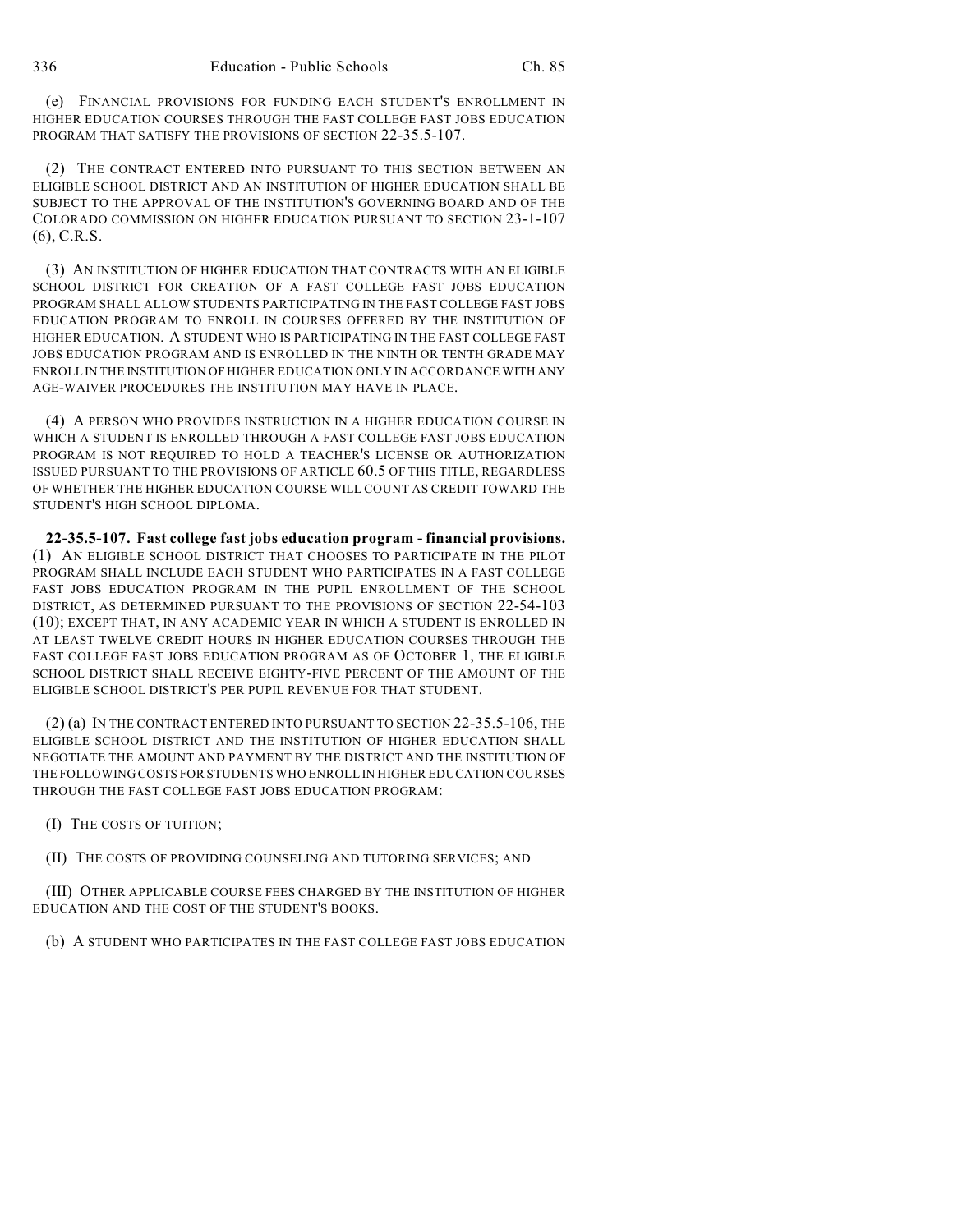(e) FINANCIAL PROVISIONS FOR FUNDING EACH STUDENT'S ENROLLMENT IN HIGHER EDUCATION COURSES THROUGH THE FAST COLLEGE FAST JOBS EDUCATION PROGRAM THAT SATISFY THE PROVISIONS OF SECTION 22-35.5-107.

(2) THE CONTRACT ENTERED INTO PURSUANT TO THIS SECTION BETWEEN AN ELIGIBLE SCHOOL DISTRICT AND AN INSTITUTION OF HIGHER EDUCATION SHALL BE SUBJECT TO THE APPROVAL OF THE INSTITUTION'S GOVERNING BOARD AND OF THE COLORADO COMMISSION ON HIGHER EDUCATION PURSUANT TO SECTION 23-1-107 (6), C.R.S.

(3) AN INSTITUTION OF HIGHER EDUCATION THAT CONTRACTS WITH AN ELIGIBLE SCHOOL DISTRICT FOR CREATION OF A FAST COLLEGE FAST JOBS EDUCATION PROGRAM SHALL ALLOW STUDENTS PARTICIPATING IN THE FAST COLLEGE FAST JOBS EDUCATION PROGRAM TO ENROLL IN COURSES OFFERED BY THE INSTITUTION OF HIGHER EDUCATION. A STUDENT WHO IS PARTICIPATING IN THE FAST COLLEGE FAST JOBS EDUCATION PROGRAM AND IS ENROLLED IN THE NINTH OR TENTH GRADE MAY ENROLL IN THE INSTITUTION OF HIGHER EDUCATION ONLY IN ACCORDANCE WITH ANY AGE-WAIVER PROCEDURES THE INSTITUTION MAY HAVE IN PLACE.

(4) A PERSON WHO PROVIDES INSTRUCTION IN A HIGHER EDUCATION COURSE IN WHICH A STUDENT IS ENROLLED THROUGH A FAST COLLEGE FAST JOBS EDUCATION PROGRAM IS NOT REQUIRED TO HOLD A TEACHER'S LICENSE OR AUTHORIZATION ISSUED PURSUANT TO THE PROVISIONS OF ARTICLE 60.5 OF THIS TITLE, REGARDLESS OF WHETHER THE HIGHER EDUCATION COURSE WILL COUNT AS CREDIT TOWARD THE STUDENT'S HIGH SCHOOL DIPLOMA.

**22-35.5-107. Fast college fast jobs education program - financial provisions.** (1) AN ELIGIBLE SCHOOL DISTRICT THAT CHOOSES TO PARTICIPATE IN THE PILOT PROGRAM SHALL INCLUDE EACH STUDENT WHO PARTICIPATES IN A FAST COLLEGE FAST JOBS EDUCATION PROGRAM IN THE PUPIL ENROLLMENT OF THE SCHOOL DISTRICT, AS DETERMINED PURSUANT TO THE PROVISIONS OF SECTION 22-54-103 (10); EXCEPT THAT, IN ANY ACADEMIC YEAR IN WHICH A STUDENT IS ENROLLED IN AT LEAST TWELVE CREDIT HOURS IN HIGHER EDUCATION COURSES THROUGH THE FAST COLLEGE FAST JOBS EDUCATION PROGRAM AS OF OCTOBER 1, THE ELIGIBLE SCHOOL DISTRICT SHALL RECEIVE EIGHTY-FIVE PERCENT OF THE AMOUNT OF THE ELIGIBLE SCHOOL DISTRICT'S PER PUPIL REVENUE FOR THAT STUDENT.

(2) (a) IN THE CONTRACT ENTERED INTO PURSUANT TO SECTION 22-35.5-106, THE ELIGIBLE SCHOOL DISTRICT AND THE INSTITUTION OF HIGHER EDUCATION SHALL NEGOTIATE THE AMOUNT AND PAYMENT BY THE DISTRICT AND THE INSTITUTION OF THE FOLLOWING COSTS FOR STUDENTS WHO ENROLL IN HIGHER EDUCATION COURSES THROUGH THE FAST COLLEGE FAST JOBS EDUCATION PROGRAM:

(I) THE COSTS OF TUITION;

(II) THE COSTS OF PROVIDING COUNSELING AND TUTORING SERVICES; AND

(III) OTHER APPLICABLE COURSE FEES CHARGED BY THE INSTITUTION OF HIGHER EDUCATION AND THE COST OF THE STUDENT'S BOOKS.

(b) A STUDENT WHO PARTICIPATES IN THE FAST COLLEGE FAST JOBS EDUCATION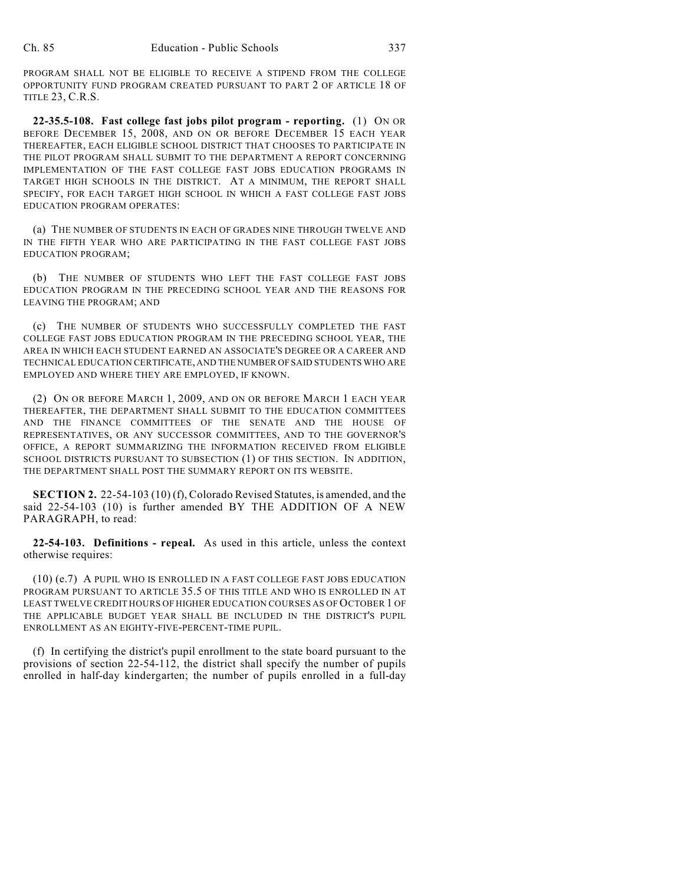PROGRAM SHALL NOT BE ELIGIBLE TO RECEIVE A STIPEND FROM THE COLLEGE OPPORTUNITY FUND PROGRAM CREATED PURSUANT TO PART 2 OF ARTICLE 18 OF TITLE 23, C.R.S.

**22-35.5-108. Fast college fast jobs pilot program - reporting.** (1) ON OR BEFORE DECEMBER 15, 2008, AND ON OR BEFORE DECEMBER 15 EACH YEAR THEREAFTER, EACH ELIGIBLE SCHOOL DISTRICT THAT CHOOSES TO PARTICIPATE IN THE PILOT PROGRAM SHALL SUBMIT TO THE DEPARTMENT A REPORT CONCERNING IMPLEMENTATION OF THE FAST COLLEGE FAST JOBS EDUCATION PROGRAMS IN TARGET HIGH SCHOOLS IN THE DISTRICT. AT A MINIMUM, THE REPORT SHALL SPECIFY, FOR EACH TARGET HIGH SCHOOL IN WHICH A FAST COLLEGE FAST JOBS EDUCATION PROGRAM OPERATES:

(a) THE NUMBER OF STUDENTS IN EACH OF GRADES NINE THROUGH TWELVE AND IN THE FIFTH YEAR WHO ARE PARTICIPATING IN THE FAST COLLEGE FAST JOBS EDUCATION PROGRAM;

(b) THE NUMBER OF STUDENTS WHO LEFT THE FAST COLLEGE FAST JOBS EDUCATION PROGRAM IN THE PRECEDING SCHOOL YEAR AND THE REASONS FOR LEAVING THE PROGRAM; AND

(c) THE NUMBER OF STUDENTS WHO SUCCESSFULLY COMPLETED THE FAST COLLEGE FAST JOBS EDUCATION PROGRAM IN THE PRECEDING SCHOOL YEAR, THE AREA IN WHICH EACH STUDENT EARNED AN ASSOCIATE'S DEGREE OR A CAREER AND TECHNICAL EDUCATION CERTIFICATE, AND THE NUMBER OF SAID STUDENTS WHO ARE EMPLOYED AND WHERE THEY ARE EMPLOYED, IF KNOWN.

(2) ON OR BEFORE MARCH 1, 2009, AND ON OR BEFORE MARCH 1 EACH YEAR THEREAFTER, THE DEPARTMENT SHALL SUBMIT TO THE EDUCATION COMMITTEES AND THE FINANCE COMMITTEES OF THE SENATE AND THE HOUSE OF REPRESENTATIVES, OR ANY SUCCESSOR COMMITTEES, AND TO THE GOVERNOR'S OFFICE, A REPORT SUMMARIZING THE INFORMATION RECEIVED FROM ELIGIBLE SCHOOL DISTRICTS PURSUANT TO SUBSECTION (1) OF THIS SECTION. IN ADDITION, THE DEPARTMENT SHALL POST THE SUMMARY REPORT ON ITS WEBSITE.

**SECTION 2.** 22-54-103 (10) (f), Colorado Revised Statutes, is amended, and the said 22-54-103 (10) is further amended BY THE ADDITION OF A NEW PARAGRAPH, to read:

**22-54-103. Definitions - repeal.** As used in this article, unless the context otherwise requires:

(10) (e.7) A PUPIL WHO IS ENROLLED IN A FAST COLLEGE FAST JOBS EDUCATION PROGRAM PURSUANT TO ARTICLE 35.5 OF THIS TITLE AND WHO IS ENROLLED IN AT LEAST TWELVE CREDIT HOURS OF HIGHER EDUCATION COURSES AS OF OCTOBER 1 OF THE APPLICABLE BUDGET YEAR SHALL BE INCLUDED IN THE DISTRICT'S PUPIL ENROLLMENT AS AN EIGHTY-FIVE-PERCENT-TIME PUPIL.

(f) In certifying the district's pupil enrollment to the state board pursuant to the provisions of section 22-54-112, the district shall specify the number of pupils enrolled in half-day kindergarten; the number of pupils enrolled in a full-day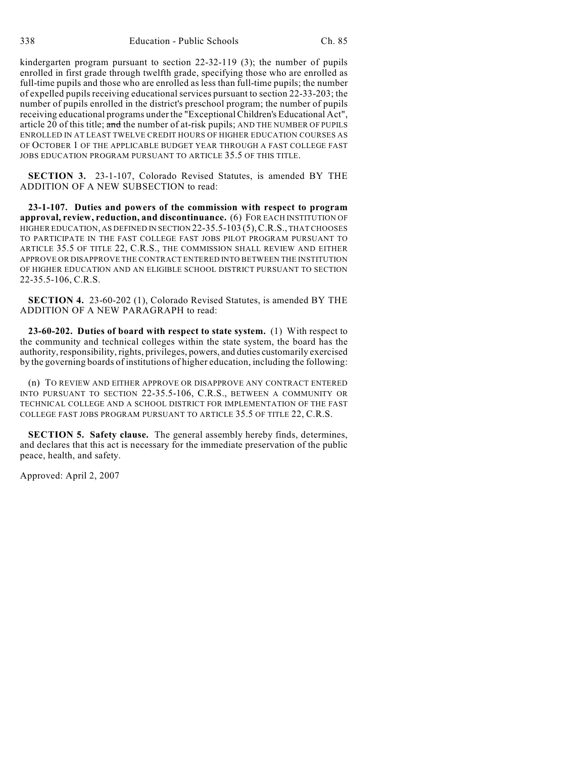kindergarten program pursuant to section 22-32-119 (3); the number of pupils enrolled in first grade through twelfth grade, specifying those who are enrolled as full-time pupils and those who are enrolled as less than full-time pupils; the number of expelled pupils receiving educational services pursuant to section 22-33-203; the number of pupils enrolled in the district's preschool program; the number of pupils receiving educational programs under the "Exceptional Children's Educational Act", article 20 of this title; ~~and~~ the number of at-risk pupils; AND THE NUMBER OF PUPILS ENROLLED IN AT LEAST TWELVE CREDIT HOURS OF HIGHER EDUCATION COURSES AS OF OCTOBER 1 OF THE APPLICABLE BUDGET YEAR THROUGH A FAST COLLEGE FAST JOBS EDUCATION PROGRAM PURSUANT TO ARTICLE 35.5 OF THIS TITLE.

**SECTION 3.** 23-1-107, Colorado Revised Statutes, is amended BY THE ADDITION OF A NEW SUBSECTION to read:

**23-1-107. Duties and powers of the commission with respect to program approval, review, reduction, and discontinuance.** (6) FOR EACH INSTITUTION OF HIGHER EDUCATION, AS DEFINED IN SECTION 22-35.5-103 (5), C.R.S., THAT CHOOSES TO PARTICIPATE IN THE FAST COLLEGE FAST JOBS PILOT PROGRAM PURSUANT TO ARTICLE 35.5 OF TITLE 22, C.R.S., THE COMMISSION SHALL REVIEW AND EITHER APPROVE OR DISAPPROVE THE CONTRACT ENTERED INTO BETWEEN THE INSTITUTION OF HIGHER EDUCATION AND AN ELIGIBLE SCHOOL DISTRICT PURSUANT TO SECTION 22-35.5-106, C.R.S.

**SECTION 4.** 23-60-202 (1), Colorado Revised Statutes, is amended BY THE ADDITION OF A NEW PARAGRAPH to read:

**23-60-202. Duties of board with respect to state system.** (1) With respect to the community and technical colleges within the state system, the board has the authority, responsibility, rights, privileges, powers, and duties customarily exercised by the governing boards of institutions of higher education, including the following:

(n) TO REVIEW AND EITHER APPROVE OR DISAPPROVE ANY CONTRACT ENTERED INTO PURSUANT TO SECTION 22-35.5-106, C.R.S., BETWEEN A COMMUNITY OR TECHNICAL COLLEGE AND A SCHOOL DISTRICT FOR IMPLEMENTATION OF THE FAST COLLEGE FAST JOBS PROGRAM PURSUANT TO ARTICLE 35.5 OF TITLE 22, C.R.S.

**SECTION 5. Safety clause.** The general assembly hereby finds, determines, and declares that this act is necessary for the immediate preservation of the public peace, health, and safety.

Approved: April 2, 2007